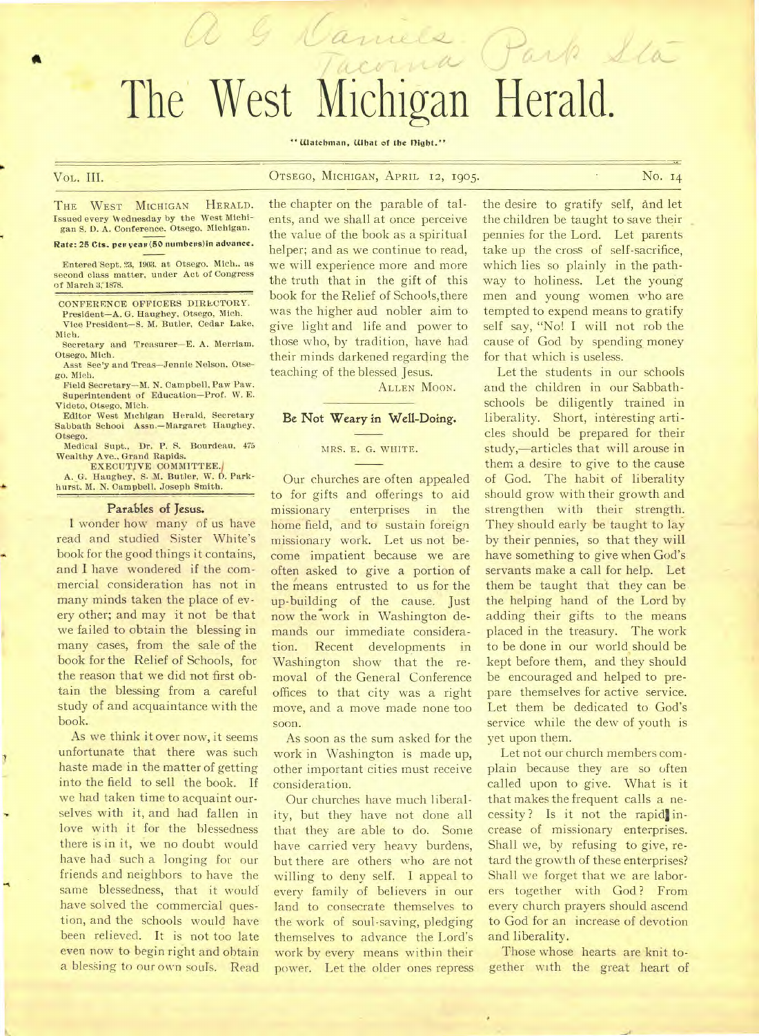# The West Michigan Herald.

"Watchman, What of the Night."

VOL. III. OTSEGO, MICHIGAN, APRIL 12, 1905. No. 14

THE WEST MICHIGAN HERALD. Issued every Wednesday by the West Michigan S. D. A. Conference. Otsego. Michigan.

**Rate: 25 Cts. per year (50 numbers) in advance.**

Entered Sept. 23, 1903. at Otsego. Mich.. as second class matter, under Act of Congress of March 3, 1878.

CONFERENCE OFFICERS DIRECTORY.
President—A. G. Haughey. Otsego, Mich.
Vice President—S. M. Butler, Cedar Lake, Mich.
Secretary and Treasurer—E. A. Merriam, Otsego, Mich.
Asst Sec'y and Treas—Jennie Nelson, Otsego. Mich.
Field Secretary—M. N. Campbell. Paw Paw.
Superintendent of Education—Prof. W. E. Videto, Otsego, Mich.
Editor West Michigan Herald, Secretary Sabbath School Assn.—Margaret Haughey, Otsego.
Medical Supt., Dr. P. S. Bourdeau, 475 Wealthy Ave., Grand Rapids.

EXECUTIVE COMMITTEE.
A. G. Haughey, S. M. Butler, W. D. Parkhurst, M. N. Campbell, Joseph Smith.

## Parables of Jesus.

I wonder how many of us have read and studied Sister White's book for the good things it contains, and I have wondered if the commercial consideration has not in many minds taken the place of every other; and may it not be that we failed to obtain the blessing in many cases, from the sale of the book for the Relief of Schools, for the reason that we did not first obtain the blessing from a careful study of and acquaintance with the book.

As we think it over now, it seems unfortunate that there was such haste made in the matter of getting into the field to sell the book. If we had taken time to acquaint ourselves with it, and had fallen in love with it for the blessedness there is in it, we no doubt would have had such a longing for our friends and neighbors to have the same blessedness, that it would have solved the commercial question, and the schools would have been relieved. It is not too late even now to begin right and obtain a blessing to our own souls. Read the chapter on the parable of talents, and we shall at once perceive the value of the book as a spiritual helper; and as we continue to read, we will experience more and more the truth that in the gift of this book for the Relief of Schools, there was the higher aud nobler aim to give light and life and power to those who, by tradition, have had their minds darkened regarding the teaching of the blessed Jesus.

ALLEN MOON.

## Be Not Weary in Well-Doing.

MRS. E. G. WHITE.

Our churches are often appealed to for gifts and offerings to aid missionary enterprises in the home field, and to sustain foreign missionary work. Let us not become impatient because we are often asked to give a portion of the means entrusted to us for the up-building of the cause. Just now the work in Washington demands our immediate consideration. Recent developments in Washington show that the removal of the General Conference offices to that city was a right move, and a move made none too soon.

As soon as the sum asked for the work in Washington is made up, other important cities must receive consideration.

Our churches have much liberality, but they have not done all that they are able to do. Some have carried very heavy burdens, but there are others who are not willing to deny self. I appeal to every family of believers in our land to consecrate themselves to the work of soul-saving, pledging themselves to advance the Lord's work by every means within their power. Let the older ones repress the desire to gratify self, and let the children be taught to save their pennies for the Lord. Let parents take up the cross of self-sacrifice, which lies so plainly in the pathway to holiness. Let the young men and young women who are tempted to expend means to gratify self say, "No! I will not rob the cause of God by spending money for that which is useless.

Let the students in our schools and the children in our Sabbath-schools be diligently trained in liberality. Short, interesting articles should be prepared for their study,—articles that will arouse in them a desire to give to the cause of God. The habit of liberality should grow with their growth and strengthen with their strength. They should early be taught to lay by their pennies, so that they will have something to give when God's servants make a call for help. Let them be taught that they can be the helping hand of the Lord by adding their gifts to the means placed in the treasury. The work to be done in our world should be kept before them, and they should be encouraged and helped to prepare themselves for active service. Let them be dedicated to God's service while the dew of youth is yet upon them.

Let not our church members complain because they are so often called upon to give. What is it that makes the frequent calls a necessity? Is it not the rapid increase of missionary enterprises. Shall we, by refusing to give, retard the growth of these enterprises? Shall we forget that we are laborers together with God? From every church prayers should ascend to God for an increase of devotion and liberality.

Those whose hearts are knit together with the great heart of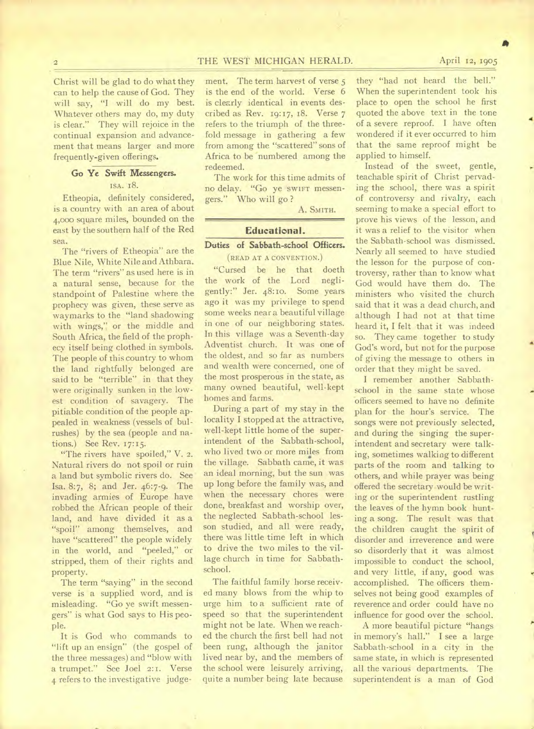Christ will be glad to do what they can to help the cause of God. They will say, "I will do my best. Whatever others may do, my duty is clear." They will rejoice in the continual expansion and advancement that means larger and more frequently-given offerings.

### Go Ye Swift Messengers.

ISA. 18.

Etheopia, definitely considered, is a country with an area of about 4,000 square miles, bounded on the east by the southern half of the Red sea.

The "rivers of Etheopia" are the Blue Nile, White Nile and Athbara. The term "rivers" as used here is in a natural sense, because for the standpoint of Palestine where the prophecy was given, these serve as waymarks to the "land shadowing with wings," or the middle and South Africa, the field of the prophecy itself being clothed in symbols. The people of this country to whom the land rightfully belonged are said to be "terrible" in that they were originally sunken in the lowest condition of savagery. The pitiable condition of the people appealed in weakness (vessels of bulrushes) by the sea (people and nations.) See Rev. 17:15.

"The rivers have spoiled," V. 2. Natural rivers do not spoil or ruin a land but symbolic rivers do. See Isa. 8:7, 8; and Jer. 46:7-9. The invading armies of Europe have robbed the African people of their land, and have divided it as a "spoil" among themselves, and have "scattered" the people widely in the world, and "peeled," or stripped, them of their rights and property.

The term "saying" in the second verse is a supplied word, and is misleading. "Go ye swift messengers" is what God says to His people.

It is God who commands to "lift up an ensign" (the gospel of the three messages) and "blow with a trumpet." See Joel 2:1. Verse 4 refers to the investigative judgement. The term harvest of verse 5 is the end of the world. Verse 6 is clearly identical in events described as Rev. 19:17, 18. Verse 7 refers to the triumph of the threefold message in gathering a few from among the "scattered" sons of Africa to be numbered among the redeemed.

The work for this time admits of no delay. "Go ye SWIFT messengers." Who will go?

A. SMITH.

## Educational.

### Duties of Sabbath-school Officers.

(READ AT A CONVENTION.)

"Cursed be he that doeth the work of the Lord negligently:" Jer. 48:10. Some years ago it was my privilege to spend some weeks near a beautiful village in one of our neighboring states. In this village was a Seventh-day Adventist church. It was one of the oldest, and so far as numbers and wealth were concerned, one of the most prosperous in the state, as many owned beautiful, well-kept homes and farms.

During a part of my stay in the locality I stopped at the attractive, well-kept little home of the superintendent of the Sabbath-school, who lived two or more miles from the village. Sabbath came, it was an ideal morning, but the sun was up long before the family was, and when the necessary chores were done, breakfast and worship over, the neglected Sabbath-school lesson studied, and all were ready, there was little time left in which to drive the two miles to the village church in time for Sabbath-school.

The faithful family horse received many blows from the whip to urge him to a sufficient rate of speed so that the superintendent might not be late. When we reached the church the first bell had not been rung, although the janitor lived near by, and the members of the school were leisurely arriving, quite a number being late because they "had not heard the bell." When the superintendent took his place to open the school he first quoted the above text in the tone of a severe reproof. I have often wondered if it ever occurred to him that the same reproof might be applied to himself.

Instead of the sweet, gentle, teachable spirit of Christ pervading the school, there was a spirit of controversy and rivalry, each seeming to make a special effort to prove his views of the lesson, and it was a relief to the visitor when the Sabbath-school was dismissed. Nearly all seemed to have studied the lesson for the purpose of controversy, rather than to know what God would have them do. The ministers who visited the church said that it was a dead church, and although I had not at that time heard it, I felt that it was indeed so. They came together to study God's word, but not for the purpose of giving the message to others in order that they might be saved.

I remember another Sabbath-school in the same state whose officers seemed to have no definite plan for the hour's service. The songs were not previously selected, and during the singing the superintendent and secretary were talking, sometimes walking to different parts of the room and talking to others, and while prayer was being offered the secretary would be writing or the superintendent rustling the leaves of the hymn book hunting a song. The result was that the children caught the spirit of disorder and irreverence and were so disorderly that it was almost impossible to conduct the school, and very little, if any, good was accomplished. The officers themselves not being good examples of reverence and order could have no influence for good over the school.

A more beautiful picture "hangs in memory's hall." I see a large Sabbath-school in a city in the same state, in which is represented all the various departments. The superintendent is a man of God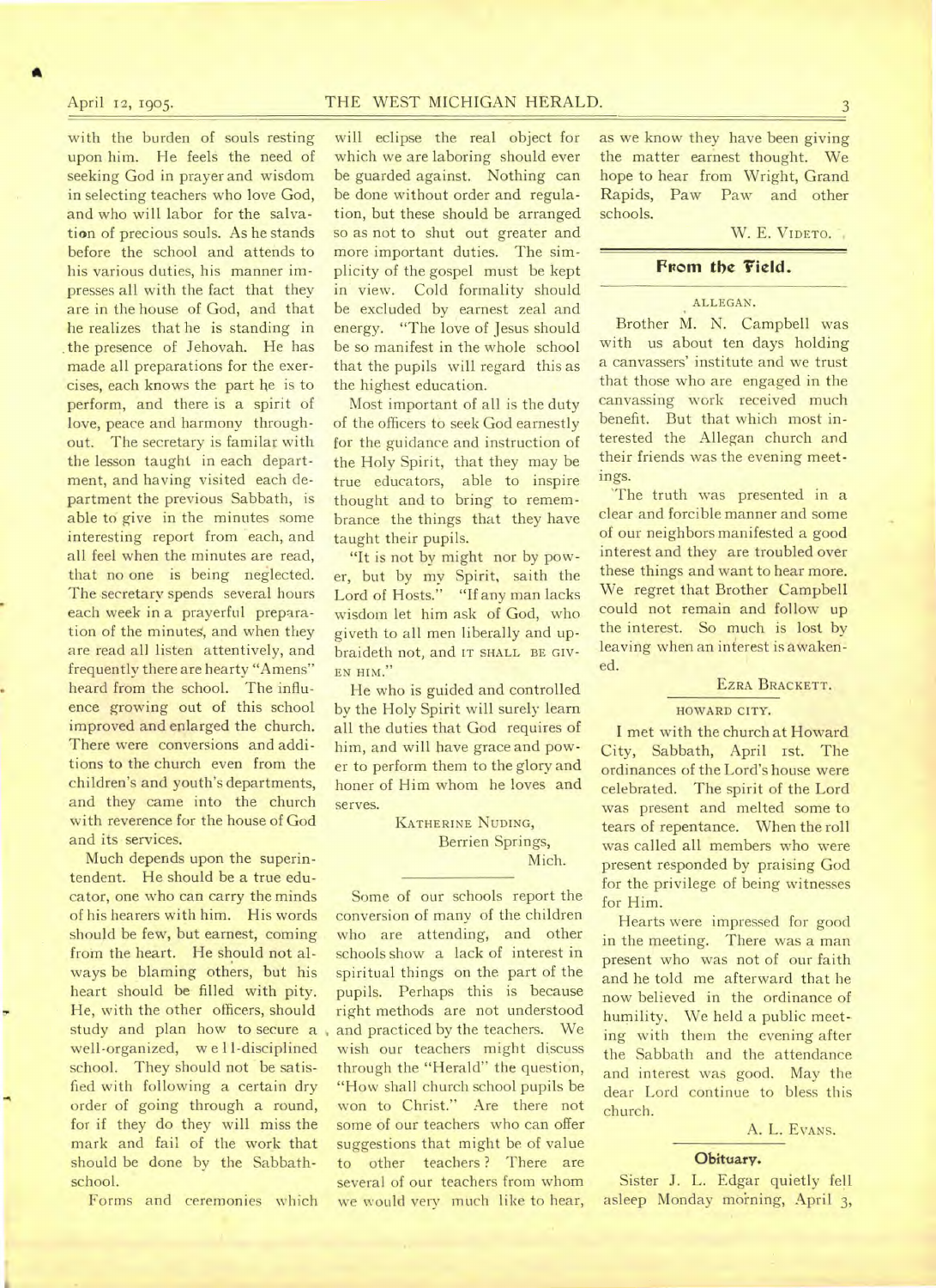with the burden of souls resting upon him. He feels the need of seeking God in prayer and wisdom in selecting teachers who love God, and who will labor for the salvation of precious souls. As he stands before the school and attends to his various duties, his manner impresses all with the fact that they are in the house of God, and that he realizes that he is standing in the presence of Jehovah. He has made all preparations for the exercises, each knows the part he is to perform, and there is a spirit of love, peace and harmony throughout. The secretary is familar with the lesson taught in each department, and having visited each department the previous Sabbath, is able to give in the minutes some interesting report from each, and all feel when the minutes are read, that no one is being neglected. The secretary spends several hours each week in a prayerful preparation of the minutes, and when they are read all listen attentively, and frequently there are hearty "Amens" heard from the school. The influence growing out of this school improved and enlarged the church. There were conversions and additions to the church even from the children's and youth's departments, and they came into the church with reverence for the house of God and its services.

Much depends upon the superintendent. He should be a true educator, one who can carry the minds of his hearers with him. His words should be few, but earnest, coming from the heart. He should not always be blaming others, but his heart should be filled with pity. He, with the other officers, should study and plan how to secure a well-organized, well-disciplined school. They should not be satisfied with following a certain dry order of going through a round, for if they do they will miss the mark and fail of the work that should be done by the Sabbath-school.

Forms and ceremonies which will eclipse the real object for which we are laboring should ever be guarded against. Nothing can be done without order and regulation, but these should be arranged so as not to shut out greater and more important duties. The simplicity of the gospel must be kept in view. Cold formality should be excluded by earnest zeal and energy. "The love of Jesus should be so manifest in the whole school that the pupils will regard this as the highest education.

Most important of all is the duty of the officers to seek God earnestly for the guidance and instruction of the Holy Spirit, that they may be true educators, able to inspire thought and to bring to remembrance the things that they have taught their pupils.

"It is not by might nor by power, but by my Spirit, saith the Lord of Hosts." "If any man lacks wisdom let him ask of God, who giveth to all men liberally and upbraideth not, and IT SHALL BE GIVEN HIM."

He who is guided and controlled by the Holy Spirit will surely learn all the duties that God requires of him, and will have grace and power to perform them to the glory and honer of Him whom he loves and serves.

KATHERINE NUDING,
Berrien Springs,
Mich.

---

Some of our schools report the conversion of many of the children who are attending, and other schools show a lack of interest in spiritual things on the part of the pupils. Perhaps this is because right methods are not understood and practiced by the teachers. We wish our teachers might discuss through the "Herald" the question, "How shall church school pupils be won to Christ." Are there not some of our teachers who can offer suggestions that might be of value to other teachers? There are several of our teachers from whom we would very much like to hear, as we know they have been giving the matter earnest thought. We hope to hear from Wright, Grand Rapids, Paw Paw and other schools.

W. E. VIDETO.

## From the Field.

### ALLEGAN.

Brother M. N. Campbell was with us about ten days holding a canvassers' institute and we trust that those who are engaged in the canvassing work received much benefit. But that which most interested the Allegan church and their friends was the evening meetings.

The truth was presented in a clear and forcible manner and some of our neighbors manifested a good interest and they are troubled over these things and want to hear more. We regret that Brother Campbell could not remain and follow up the interest. So much is lost by leaving when an interest is awakened.

EZRA BRACKETT.

### HOWARD CITY.

I met with the church at Howard City, Sabbath, April 1st. The ordinances of the Lord's house were celebrated. The spirit of the Lord was present and melted some to tears of repentance. When the roll was called all members who were present responded by praising God for the privilege of being witnesses for Him.

Hearts were impressed for good in the meeting. There was a man present who was not of our faith and he told me afterward that he now believed in the ordinance of humility. We held a public meeting with them the evening after the Sabbath and the attendance and interest was good. May the dear Lord continue to bless this church.

A. L. EVANS.

### Obituary.

Sister J. L. Edgar quietly fell asleep Monday morning, April 3,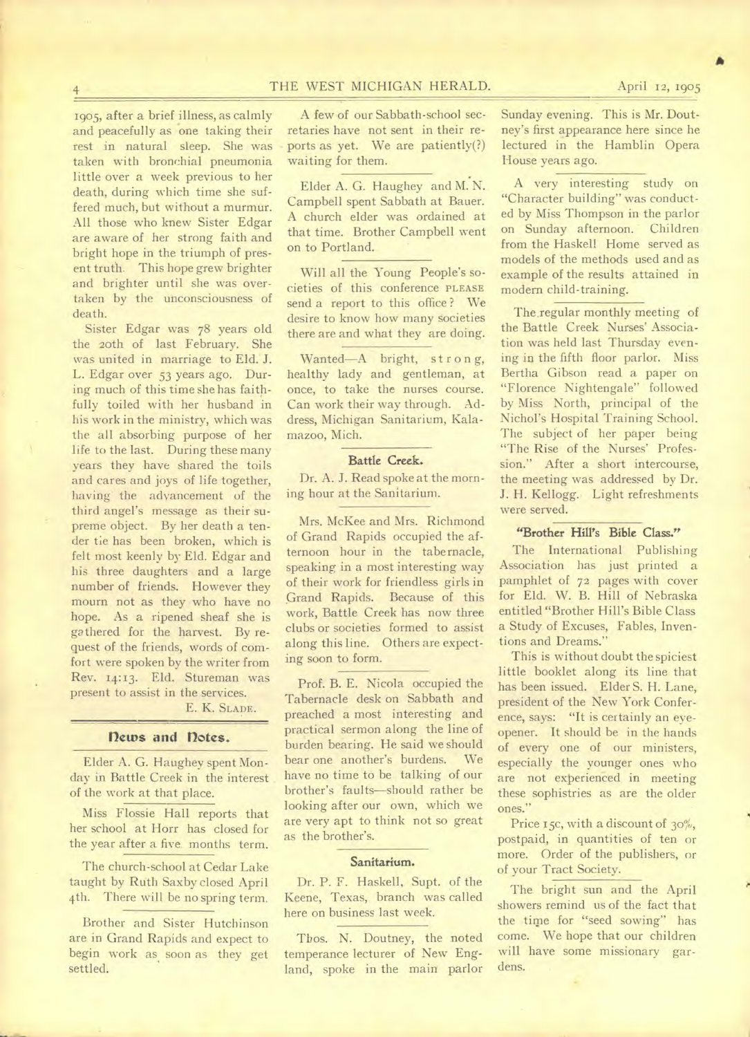1905, after a brief illness, as calmly and peacefully as one taking their rest in natural sleep. She was taken with bronchial pneumonia little over a week previous to her death, during which time she suffered much, but without a murmur. All those who knew Sister Edgar are aware of her strong faith and bright hope in the triumph of present truth. This hope grew brighter and brighter until she was overtaken by the unconsciousness of death.

Sister Edgar was 78 years old the 20th of last February. She was united in marriage to Eld. J. L. Edgar over 53 years ago. During much of this time she has faithfully toiled with her husband in his work in the ministry, which was the all absorbing purpose of her life to the last. During these many years they have shared the toils and cares and joys of life together, having the advancement of the third angel's message as their supreme object. By her death a tender tie has been broken, which is felt most keenly by Eld. Edgar and his three daughters and a large number of friends. However they mourn not as they who have no hope. As a ripened sheaf she is gathered for the harvest. By request of the friends, words of comfort were spoken by the writer from Rev. 14:13. Eld. Stureman was present to assist in the services.

E. K. SLADE.

## News and Notes.

Elder A. G. Haughey spent Monday in Battle Creek in the interest of the work at that place.

Miss Flossie Hall reports that her school at Horr has closed for the year after a five months term.

The church-school at Cedar Lake taught by Ruth Saxby closed April 4th. There will be no spring term.

Brother and Sister Hutchinson are in Grand Rapids and expect to begin work as soon as they get settled.

A few of our Sabbath-school secretaries have not sent in their reports as yet. We are patiently(?) waiting for them.

Elder A. G. Haughey and M. N. Campbell spent Sabbath at Bauer. A church elder was ordained at that time. Brother Campbell went on to Portland.

Will all the Young People's societies of this conference PLEASE send a report to this office? We desire to know how many societies there are and what they are doing.

Wanted—A bright, strong, healthy lady and gentleman, at once, to take the nurses course. Can work their way through. Address, Michigan Sanitarium, Kalamazoo, Mich.

### Battle Creek.

Dr. A. J. Read spoke at the morning hour at the Sanitarium.

Mrs. McKee and Mrs. Richmond of Grand Rapids occupied the afternoon hour in the tabernacle, speaking in a most interesting way of their work for friendless girls in Grand Rapids. Because of this work, Battle Creek has now three clubs or societies formed to assist along this line. Others are expecting soon to form.

Prof. B. E. Nicola occupied the Tabernacle desk on Sabbath and preached a most interesting and practical sermon along the line of burden bearing. He said we should bear one another's burdens. We have no time to be talking of our brother's faults—should rather be looking after our own, which we are very apt to think not so great as the brother's.

### Sanitarium.

Dr. P. F. Haskell, Supt. of the Keene, Texas, branch was called here on business last week.

Thos. N. Doutney, the noted temperance lecturer of New England, spoke in the main parlor Sunday evening. This is Mr. Doutney's first appearance here since he lectured in the Hamblin Opera House years ago.

A very interesting study on "Character building" was conducted by Miss Thompson in the parlor on Sunday afternoon. Children from the Haskell Home served as models of the methods used and as example of the results attained in modern child-training.

The regular monthly meeting of the Battle Creek Nurses' Association was held last Thursday evening in the fifth floor parlor. Miss Bertha Gibson read a paper on "Florence Nightengale" followed by Miss North, principal of the Nichol's Hospital Training School. The subject of her paper being "The Rise of the Nurses' Profession." After a short intercourse, the meeting was addressed by Dr. J. H. Kellogg. Light refreshments were served.

### "Brother Hill's Bible Class."

The International Publishing Association has just printed a pamphlet of 72 pages with cover for Eld. W. B. Hill of Nebraska entitled "Brother Hill's Bible Class a Study of Excuses, Fables, Inventions and Dreams."

This is without doubt the spiciest little booklet along its line that has been issued. Elder S. H. Lane, president of the New York Conference, says: "It is certainly an eye-opener. It should be in the hands of every one of our ministers, especially the younger ones who are not experienced in meeting these sophistries as are the older ones."

Price 15c, with a discount of 30%, postpaid, in quantities of ten or more. Order of the publishers, or of your Tract Society.

The bright sun and the April showers remind us of the fact that the time for "seed sowing" has come. We hope that our children will have some missionary gardens.